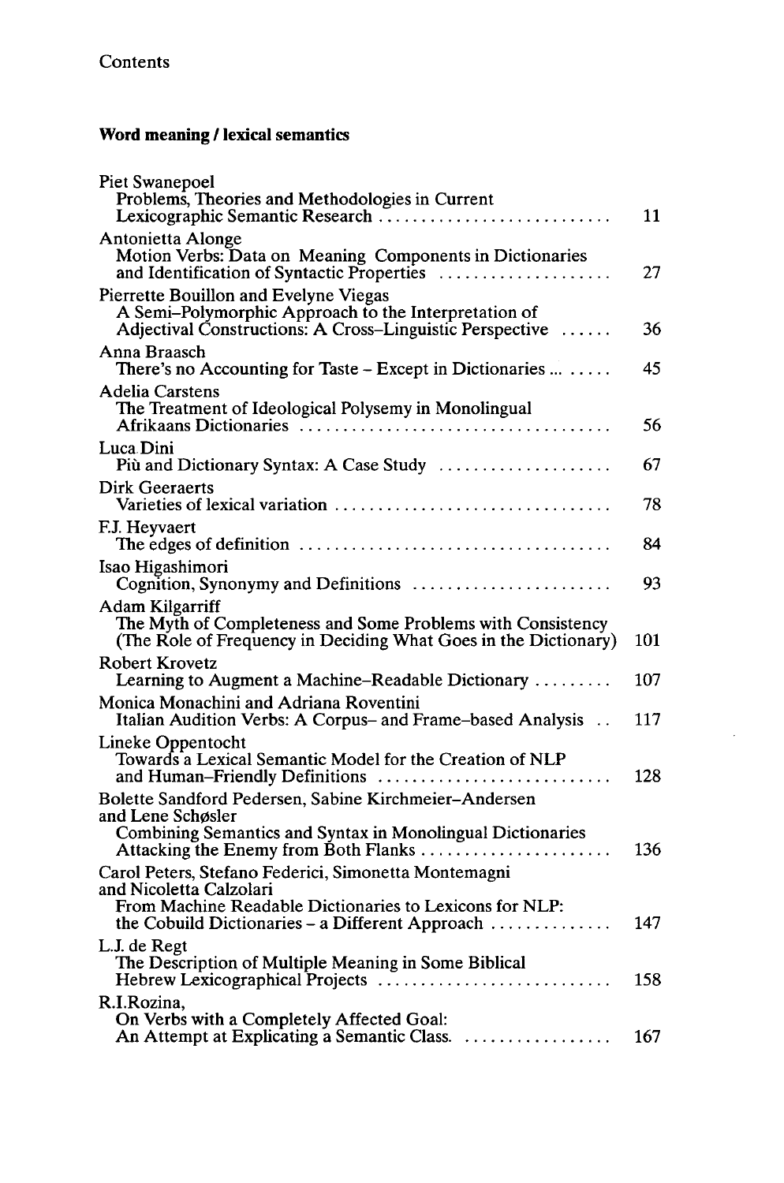Contents

## Word meaning / lexical semantics

Piet Swanepoel
Problems, Theories and Methodologies in Current Lexicographic Semantic Research ........................... 11

Antonietta Alonge
Motion Verbs: Data on Meaning Components in Dictionaries and Identification of Syntactic Properties ..................... 27

Pierrette Bouillon and Evelyne Viegas
A Semi-Polymorphic Approach to the Interpretation of Adjectival Constructions: A Cross-Linguistic Perspective ...... 36

Anna Braasch
There's no Accounting for Taste – Except in Dictionaries ... ..... 45

Adelia Carstens
The Treatment of Ideological Polysemy in Monolingual Afrikaans Dictionaries .................................... 56

Luca Dini
Più and Dictionary Syntax: A Case Study .................... 67

Dirk Geeraerts
Varieties of lexical variation ................................ 78

F.J. Heyvaert
The edges of definition .................................... 84

Isao Higashimori
Cognition, Synonymy and Definitions ....................... 93

Adam Kilgarriff
The Myth of Completeness and Some Problems with Consistency (The Role of Frequency in Deciding What Goes in the Dictionary) 101

Robert Krovetz
Learning to Augment a Machine-Readable Dictionary ......... 107

Monica Monachini and Adriana Roventini
Italian Audition Verbs: A Corpus- and Frame-based Analysis .. 117

Lineke Oppentocht
Towards a Lexical Semantic Model for the Creation of NLP and Human-Friendly Definitions ........................... 128

Bolette Sandford Pedersen, Sabine Kirchmeier-Andersen and Lene Schøsler
Combining Semantics and Syntax in Monolingual Dictionaries Attacking the Enemy from Both Flanks ...................... 136

Carol Peters, Stefano Federici, Simonetta Montemagni and Nicoletta Calzolari
From Machine Readable Dictionaries to Lexicons for NLP: the Cobuild Dictionaries – a Different Approach .............. 147

L.J. de Regt
The Description of Multiple Meaning in Some Biblical Hebrew Lexicographical Projects ........................... 158

R.I.Rozina,
On Verbs with a Completely Affected Goal: An Attempt at Explicating a Semantic Class. ................. 167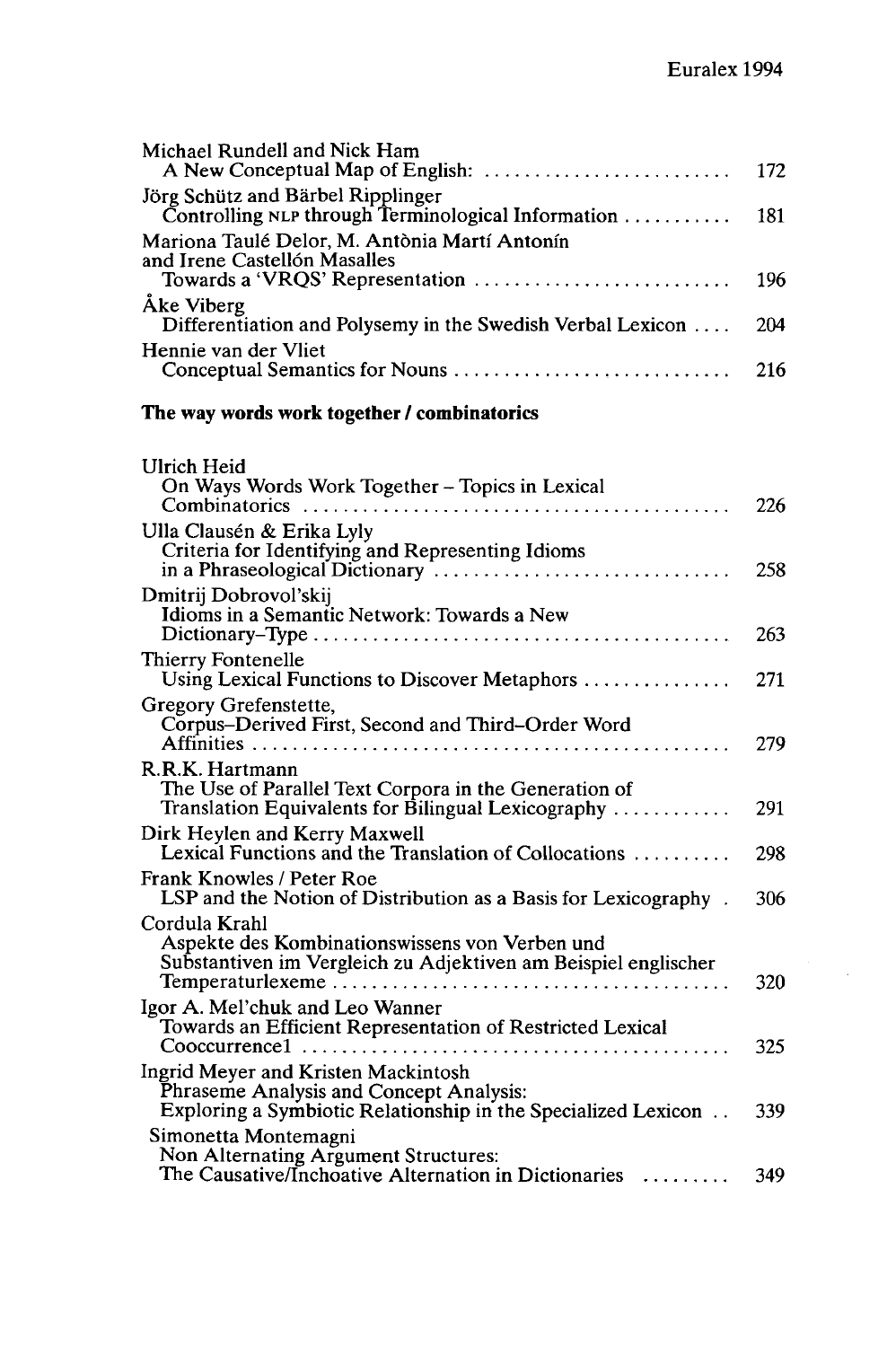Michael Rundell and Nick Ham
A New Conceptual Map of English: ... 172

Jörg Schütz and Bärbel Ripplinger
Controlling NLP through Terminological Information ... 181

Mariona Taulé Delor, M. Antònia Martí Antonín and Irene Castellón Masalles
Towards a 'VRQS' Representation ... 196

Åke Viberg
Differentiation and Polysemy in the Swedish Verbal Lexicon ... 204

Hennie van der Vliet
Conceptual Semantics for Nouns ... 216

**The way words work together / combinatorics**

Ulrich Heid
On Ways Words Work Together – Topics in Lexical Combinatorics ... 226

Ulla Clausén & Erika Lyly
Criteria for Identifying and Representing Idioms in a Phraseological Dictionary ... 258

Dmitrij Dobrovol'skij
Idioms in a Semantic Network: Towards a New Dictionary–Type ... 263

Thierry Fontenelle
Using Lexical Functions to Discover Metaphors ... 271

Gregory Grefenstette,
Corpus–Derived First, Second and Third–Order Word Affinities ... 279

R.R.K. Hartmann
The Use of Parallel Text Corpora in the Generation of Translation Equivalents for Bilingual Lexicography ... 291

Dirk Heylen and Kerry Maxwell
Lexical Functions and the Translation of Collocations ... 298

Frank Knowles / Peter Roe
LSP and the Notion of Distribution as a Basis for Lexicography . 306

Cordula Krahl
Aspekte des Kombinationswissens von Verben und Substantiven im Vergleich zu Adjektiven am Beispiel englischer Temperaturlexeme ... 320

Igor A. Mel'chuk and Leo Wanner
Towards an Efficient Representation of Restricted Lexical Cooccurrence1 ... 325

Ingrid Meyer and Kristen Mackintosh
Phraseme Analysis and Concept Analysis: Exploring a Symbiotic Relationship in the Specialized Lexicon .. 339

Simonetta Montemagni
Non Alternating Argument Structures: The Causative/Inchoative Alternation in Dictionaries ... 349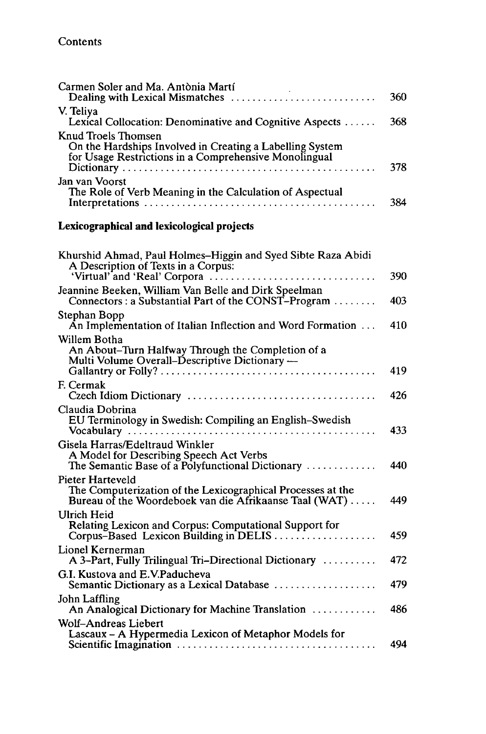Contents

Carmen Soler and Ma. Antònia Martí
Dealing with Lexical Mismatches ........................... 360

V. Teliya
Lexical Collocation: Denominative and Cognitive Aspects ...... 368

Knud Troels Thomsen
On the Hardships Involved in Creating a Labelling System for Usage Restrictions in a Comprehensive Monolingual Dictionary ............................................. 378

Jan van Voorst
The Role of Verb Meaning in the Calculation of Aspectual Interpretations ........................................... 384

## Lexicographical and lexicological projects

Khurshid Ahmad, Paul Holmes–Higgin and Syed Sibte Raza Abidi
A Description of Texts in a Corpus: 'Virtual' and 'Real' Corpora ............................... 390

Jeannine Beeken, William Van Belle and Dirk Speelman
Connectors : a Substantial Part of the CONST–Program ........ 403

Stephan Bopp
An Implementation of Italian Inflection and Word Formation ... 410

Willem Botha
An About–Turn Halfway Through the Completion of a Multi Volume Overall–Descriptive Dictionary — Gallantry or Folly? ....................................... 419

F. Cermak
Czech Idiom Dictionary .................................. 426

Claudia Dobrina
EU Terminology in Swedish: Compiling an English–Swedish Vocabulary .............................................. 433

Gisela Harras/Edeltraud Winkler
A Model for Describing Speech Act Verbs
The Semantic Base of a Polyfunctional Dictionary ............. 440

Pieter Harteveld
The Computerization of the Lexicographical Processes at the Bureau of the Woordeboek van die Afrikaanse Taal (WAT) ..... 449

Ulrich Heid
Relating Lexicon and Corpus: Computational Support for Corpus–Based Lexicon Building in DELIS ................... 459

Lionel Kernerman
A 3–Part, Fully Trilingual Tri–Directional Dictionary .......... 472

G.I. Kustova and E.V.Paducheva
Semantic Dictionary as a Lexical Database ................... 479

John Laffling
An Analogical Dictionary for Machine Translation ............ 486

Wolf–Andreas Liebert
Lascaux – A Hypermedia Lexicon of Metaphor Models for Scientific Imagination ..................................... 494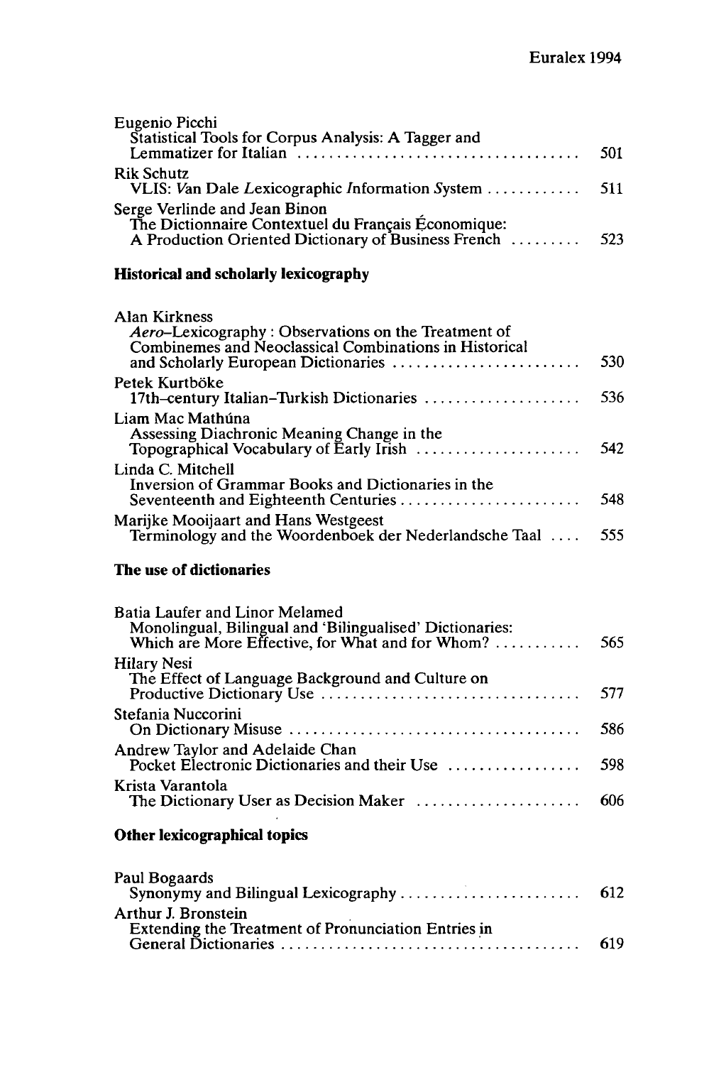Eugenio Picchi
Statistical Tools for Corpus Analysis: A Tagger and Lemmatizer for Italian .................................... 501

Rik Schutz
VLIS: *V*an Dale *L*exicographic *I*nformation *S*ystem ............ 511

Serge Verlinde and Jean Binon
The Dictionnaire Contextuel du Français Économique: A Production Oriented Dictionary of Business French ......... 523

## Historical and scholarly lexicography

Alan Kirkness
*Aero*-Lexicography : Observations on the Treatment of Combinemes and Neoclassical Combinations in Historical and Scholarly European Dictionaries ........................ 530

Petek Kurtböke
17th-century Italian-Turkish Dictionaries .................... 536

Liam Mac Mathúna
Assessing Diachronic Meaning Change in the Topographical Vocabulary of Early Irish ..................... 542

Linda C. Mitchell
Inversion of Grammar Books and Dictionaries in the Seventeenth and Eighteenth Centuries ....................... 548

Marijke Mooijaart and Hans Westgeest
Terminology and the Woordenboek der Nederlandsche Taal .... 555

## The use of dictionaries

Batia Laufer and Linor Melamed
Monolingual, Bilingual and 'Bilingualised' Dictionaries: Which are More Effective, for What and for Whom? ........... 565

Hilary Nesi
The Effect of Language Background and Culture on Productive Dictionary Use ................................. 577

Stefania Nuccorini
On Dictionary Misuse ..................................... 586

Andrew Taylor and Adelaide Chan
Pocket Electronic Dictionaries and their Use ................. 598

Krista Varantola
The Dictionary User as Decision Maker ..................... 606

## Other lexicographical topics

Paul Bogaards
Synonymy and Bilingual Lexicography ....................... 612

Arthur J. Bronstein
Extending the Treatment of Pronunciation Entries in General Dictionaries ...................................... 619